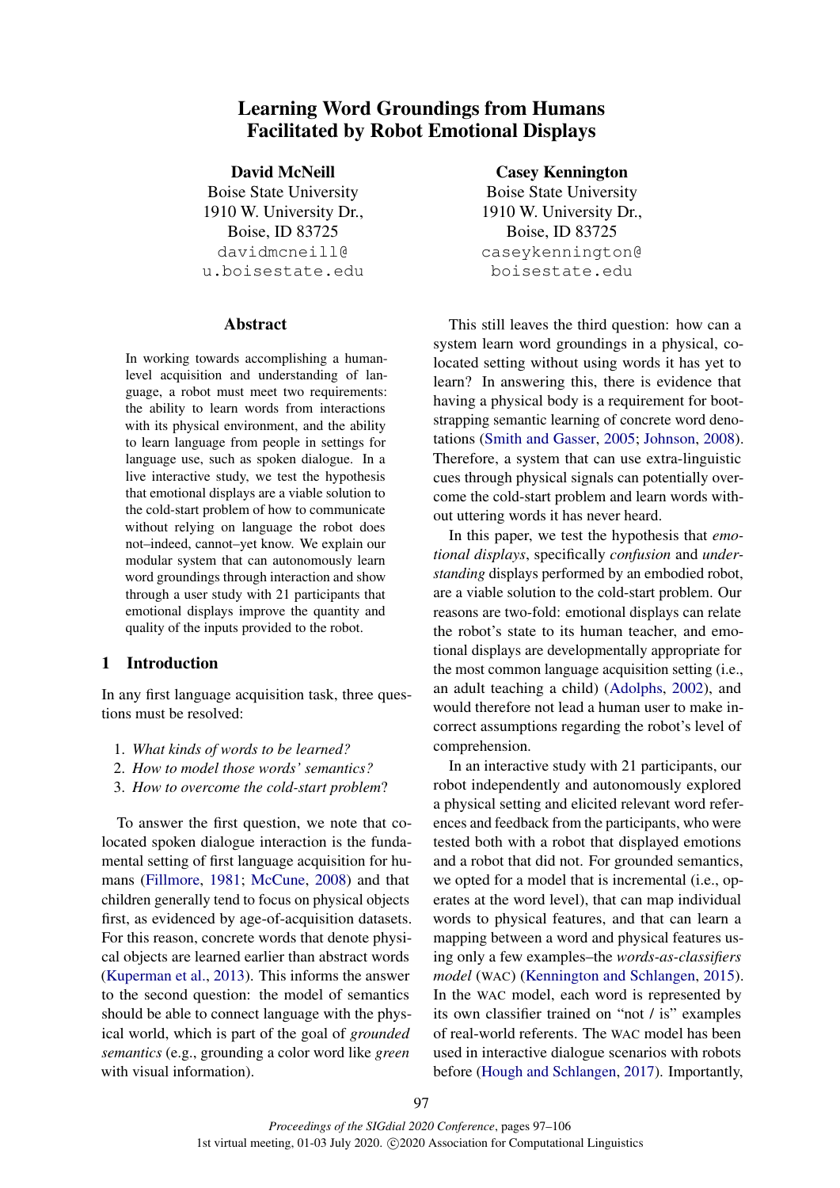# Learning Word Groundings from Humans Facilitated by Robot Emotional Displays

**David McNeill**
Boise State University
1910 W. University Dr.,
Boise, ID 83725
davidmcneill@u.boisestate.edu

**Casey Kennington**
Boise State University
1910 W. University Dr.,
Boise, ID 83725
caseykennington@boisestate.edu

## Abstract

In working towards accomplishing a human-level acquisition and understanding of language, a robot must meet two requirements: the ability to learn words from interactions with its physical environment, and the ability to learn language from people in settings for language use, such as spoken dialogue. In a live interactive study, we test the hypothesis that emotional displays are a viable solution to the cold-start problem of how to communicate without relying on language the robot does not–indeed, cannot–yet know. We explain our modular system that can autonomously learn word groundings through interaction and show through a user study with 21 participants that emotional displays improve the quantity and quality of the inputs provided to the robot.

## 1 Introduction

In any first language acquisition task, three questions must be resolved:

1. *What kinds of words to be learned?*
2. *How to model those words' semantics?*
3. *How to overcome the cold-start problem*?

To answer the first question, we note that co-located spoken dialogue interaction is the fundamental setting of first language acquisition for humans (Fillmore, 1981; McCune, 2008) and that children generally tend to focus on physical objects first, as evidenced by age-of-acquisition datasets. For this reason, concrete words that denote physical objects are learned earlier than abstract words (Kuperman et al., 2013). This informs the answer to the second question: the model of semantics should be able to connect language with the physical world, which is part of the goal of *grounded semantics* (e.g., grounding a color word like *green* with visual information).

This still leaves the third question: how can a system learn word groundings in a physical, co-located setting without using words it has yet to learn? In answering this, there is evidence that having a physical body is a requirement for bootstrapping semantic learning of concrete word denotations (Smith and Gasser, 2005; Johnson, 2008). Therefore, a system that can use extra-linguistic cues through physical signals can potentially overcome the cold-start problem and learn words without uttering words it has never heard.

In this paper, we test the hypothesis that *emotional displays*, specifically *confusion* and *understanding* displays performed by an embodied robot, are a viable solution to the cold-start problem. Our reasons are two-fold: emotional displays can relate the robot's state to its human teacher, and emotional displays are developmentally appropriate for the most common language acquisition setting (i.e., an adult teaching a child) (Adolphs, 2002), and would therefore not lead a human user to make incorrect assumptions regarding the robot's level of comprehension.

In an interactive study with 21 participants, our robot independently and autonomously explored a physical setting and elicited relevant word references and feedback from the participants, who were tested both with a robot that displayed emotions and a robot that did not. For grounded semantics, we opted for a model that is incremental (i.e., operates at the word level), that can map individual words to physical features, and that can learn a mapping between a word and physical features using only a few examples–the *words-as-classifiers model* (WAC) (Kennington and Schlangen, 2015). In the WAC model, each word is represented by its own classifier trained on "not / is" examples of real-world referents. The WAC model has been used in interactive dialogue scenarios with robots before (Hough and Schlangen, 2017). Importantly,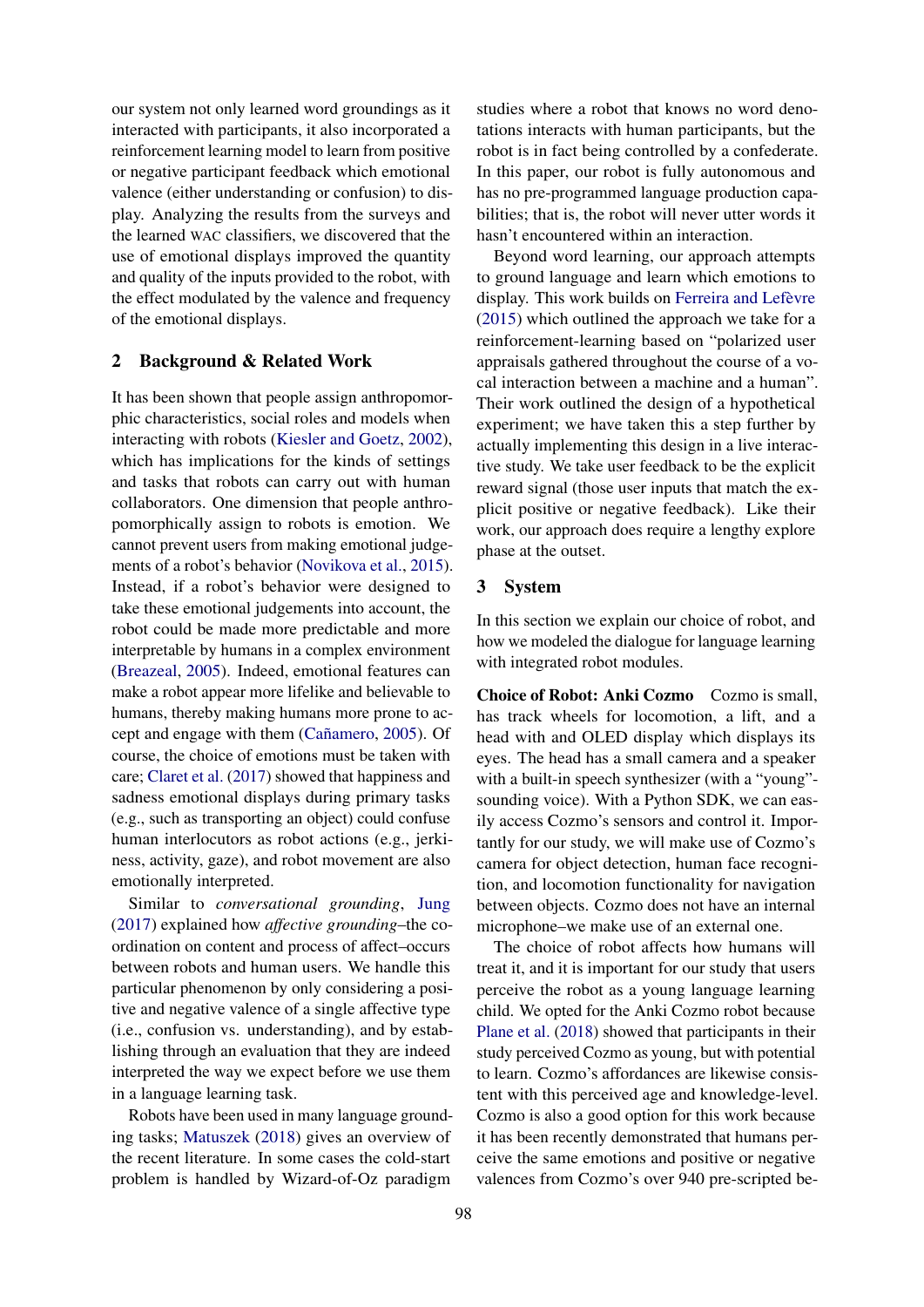our system not only learned word groundings as it interacted with participants, it also incorporated a reinforcement learning model to learn from positive or negative participant feedback which emotional valence (either understanding or confusion) to display. Analyzing the results from the surveys and the learned WAC classifiers, we discovered that the use of emotional displays improved the quantity and quality of the inputs provided to the robot, with the effect modulated by the valence and frequency of the emotional displays.

## 2 Background & Related Work

It has been shown that people assign anthropomorphic characteristics, social roles and models when interacting with robots (Kiesler and Goetz, 2002), which has implications for the kinds of settings and tasks that robots can carry out with human collaborators. One dimension that people anthropomorphically assign to robots is emotion. We cannot prevent users from making emotional judgements of a robot's behavior (Novikova et al., 2015). Instead, if a robot's behavior were designed to take these emotional judgements into account, the robot could be made more predictable and more interpretable by humans in a complex environment (Breazeal, 2005). Indeed, emotional features can make a robot appear more lifelike and believable to humans, thereby making humans more prone to accept and engage with them (Cañamero, 2005). Of course, the choice of emotions must be taken with care; Claret et al. (2017) showed that happiness and sadness emotional displays during primary tasks (e.g., such as transporting an object) could confuse human interlocutors as robot actions (e.g., jerkiness, activity, gaze), and robot movement are also emotionally interpreted.

Similar to *conversational grounding*, Jung (2017) explained how *affective grounding*–the coordination on content and process of affect–occurs between robots and human users. We handle this particular phenomenon by only considering a positive and negative valence of a single affective type (i.e., confusion vs. understanding), and by establishing through an evaluation that they are indeed interpreted the way we expect before we use them in a language learning task.

Robots have been used in many language grounding tasks; Matuszek (2018) gives an overview of the recent literature. In some cases the cold-start problem is handled by Wizard-of-Oz paradigm studies where a robot that knows no word denotations interacts with human participants, but the robot is in fact being controlled by a confederate. In this paper, our robot is fully autonomous and has no pre-programmed language production capabilities; that is, the robot will never utter words it hasn't encountered within an interaction.

Beyond word learning, our approach attempts to ground language and learn which emotions to display. This work builds on Ferreira and Lefèvre (2015) which outlined the approach we take for a reinforcement-learning based on "polarized user appraisals gathered throughout the course of a vocal interaction between a machine and a human". Their work outlined the design of a hypothetical experiment; we have taken this a step further by actually implementing this design in a live interactive study. We take user feedback to be the explicit reward signal (those user inputs that match the explicit positive or negative feedback). Like their work, our approach does require a lengthy explore phase at the outset.

## 3 System

In this section we explain our choice of robot, and how we modeled the dialogue for language learning with integrated robot modules.

**Choice of Robot: Anki Cozmo** Cozmo is small, has track wheels for locomotion, a lift, and a head with and OLED display which displays its eyes. The head has a small camera and a speaker with a built-in speech synthesizer (with a "young"-sounding voice). With a Python SDK, we can easily access Cozmo's sensors and control it. Importantly for our study, we will make use of Cozmo's camera for object detection, human face recognition, and locomotion functionality for navigation between objects. Cozmo does not have an internal microphone–we make use of an external one.

The choice of robot affects how humans will treat it, and it is important for our study that users perceive the robot as a young language learning child. We opted for the Anki Cozmo robot because Plane et al. (2018) showed that participants in their study perceived Cozmo as young, but with potential to learn. Cozmo's affordances are likewise consistent with this perceived age and knowledge-level. Cozmo is also a good option for this work because it has been recently demonstrated that humans perceive the same emotions and positive or negative valences from Cozmo's over 940 pre-scripted be-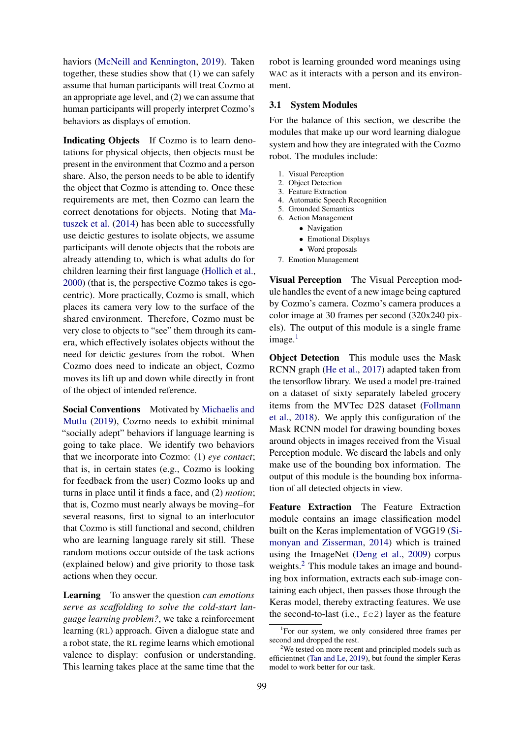haviors (McNeill and Kennington, 2019). Taken together, these studies show that (1) we can safely assume that human participants will treat Cozmo at an appropriate age level, and (2) we can assume that human participants will properly interpret Cozmo's behaviors as displays of emotion.

**Indicating Objects** If Cozmo is to learn denotations for physical objects, then objects must be present in the environment that Cozmo and a person share. Also, the person needs to be able to identify the object that Cozmo is attending to. Once these requirements are met, then Cozmo can learn the correct denotations for objects. Noting that Matuszek et al. (2014) has been able to successfully use deictic gestures to isolate objects, we assume participants will denote objects that the robots are already attending to, which is what adults do for children learning their first language (Hollich et al., 2000) (that is, the perspective Cozmo takes is egocentric). More practically, Cozmo is small, which places its camera very low to the surface of the shared environment. Therefore, Cozmo must be very close to objects to "see" them through its camera, which effectively isolates objects without the need for deictic gestures from the robot. When Cozmo does need to indicate an object, Cozmo moves its lift up and down while directly in front of the object of intended reference.

**Social Conventions** Motivated by Michaelis and Mutlu (2019), Cozmo needs to exhibit minimal "socially adept" behaviors if language learning is going to take place. We identify two behaviors that we incorporate into Cozmo: (1) *eye contact*; that is, in certain states (e.g., Cozmo is looking for feedback from the user) Cozmo looks up and turns in place until it finds a face, and (2) *motion*; that is, Cozmo must nearly always be moving–for several reasons, first to signal to an interlocutor that Cozmo is still functional and second, children who are learning language rarely sit still. These random motions occur outside of the task actions (explained below) and give priority to those task actions when they occur.

**Learning** To answer the question *can emotions serve as scaffolding to solve the cold-start language learning problem?*, we take a reinforcement learning (RL) approach. Given a dialogue state and a robot state, the RL regime learns which emotional valence to display: confusion or understanding. This learning takes place at the same time that the robot is learning grounded word meanings using WAC as it interacts with a person and its environment.

### 3.1 System Modules

For the balance of this section, we describe the modules that make up our word learning dialogue system and how they are integrated with the Cozmo robot. The modules include:

1. Visual Perception
2. Object Detection
3. Feature Extraction
4. Automatic Speech Recognition
5. Grounded Semantics
6. Action Management
   - Navigation
   - Emotional Displays
   - Word proposals
7. Emotion Management

**Visual Perception** The Visual Perception module handles the event of a new image being captured by Cozmo's camera. Cozmo's camera produces a color image at 30 frames per second (320x240 pixels). The output of this module is a single frame image.[1]

**Object Detection** This module uses the Mask RCNN graph (He et al., 2017) adapted taken from the tensorflow library. We used a model pre-trained on a dataset of sixty separately labeled grocery items from the MVTec D2S dataset (Follmann et al., 2018). We apply this configuration of the Mask RCNN model for drawing bounding boxes around objects in images received from the Visual Perception module. We discard the labels and only make use of the bounding box information. The output of this module is the bounding box information of all detected objects in view.

**Feature Extraction** The Feature Extraction module contains an image classification model built on the Keras implementation of VGG19 (Simonyan and Zisserman, 2014) which is trained using the ImageNet (Deng et al., 2009) corpus weights.[2] This module takes an image and bounding box information, extracts each sub-image containing each object, then passes those through the Keras model, thereby extracting features. We use the second-to-last (i.e., `fc2`) layer as the feature

[1] For our system, we only considered three frames per second and dropped the rest.

[2] We tested on more recent and principled models such as efficientnet (Tan and Le, 2019), but found the simpler Keras model to work better for our task.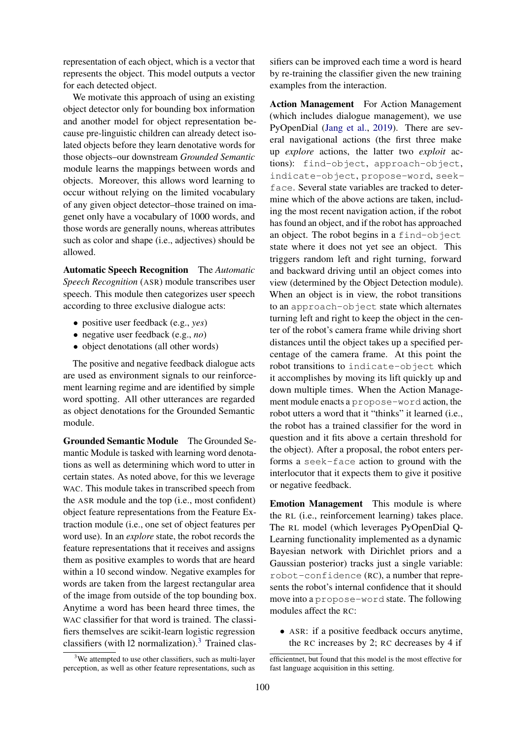representation of each object, which is a vector that represents the object. This model outputs a vector for each detected object.

We motivate this approach of using an existing object detector only for bounding box information and another model for object representation because pre-linguistic children can already detect isolated objects before they learn denotative words for those objects–our downstream *Grounded Semantic* module learns the mappings between words and objects. Moreover, this allows word learning to occur without relying on the limited vocabulary of any given object detector–those trained on imagenet only have a vocabulary of 1000 words, and those words are generally nouns, whereas attributes such as color and shape (i.e., adjectives) should be allowed.

**Automatic Speech Recognition** The *Automatic Speech Recognition* (ASR) module transcribes user speech. This module then categorizes user speech according to three exclusive dialogue acts:

- positive user feedback (e.g., *yes*)
- negative user feedback (e.g., *no*)
- object denotations (all other words)

The positive and negative feedback dialogue acts are used as environment signals to our reinforcement learning regime and are identified by simple word spotting. All other utterances are regarded as object denotations for the Grounded Semantic module.

**Grounded Semantic Module** The Grounded Semantic Module is tasked with learning word denotations as well as determining which word to utter in certain states. As noted above, for this we leverage WAC. This module takes in transcribed speech from the ASR module and the top (i.e., most confident) object feature representations from the Feature Extraction module (i.e., one set of object features per word use). In an *explore* state, the robot records the feature representations that it receives and assigns them as positive examples to words that are heard within a 10 second window. Negative examples for words are taken from the largest rectangular area of the image from outside of the top bounding box. Anytime a word has been heard three times, the WAC classifier for that word is trained. The classifiers themselves are scikit-learn logistic regression classifiers (with l2 normalization).[3] Trained classifiers can be improved each time a word is heard by re-training the classifier given the new training examples from the interaction.

**Action Management** For Action Management (which includes dialogue management), we use PyOpenDial (Jang et al., 2019). There are several navigational actions (the first three make up *explore* actions, the latter two *exploit* actions): `find-object`, `approach-object`, `indicate-object`, `propose-word`, `seek-face`. Several state variables are tracked to determine which of the above actions are taken, including the most recent navigation action, if the robot has found an object, and if the robot has approached an object. The robot begins in a `find-object` state where it does not yet see an object. This triggers random left and right turning, forward and backward driving until an object comes into view (determined by the Object Detection module). When an object is in view, the robot transitions to an `approach-object` state which alternates turning left and right to keep the object in the center of the robot's camera frame while driving short distances until the object takes up a specified percentage of the camera frame. At this point the robot transitions to `indicate-object` which it accomplishes by moving its lift quickly up and down multiple times. When the Action Management module enacts a `propose-word` action, the robot utters a word that it "thinks" it learned (i.e., the robot has a trained classifier for the word in question and it fits above a certain threshold for the object). After a proposal, the robot enters performs a `seek-face` action to ground with the interlocutor that it expects them to give it positive or negative feedback.

**Emotion Management** This module is where the RL (i.e., reinforcement learning) takes place. The RL model (which leverages PyOpenDial Q-Learning functionality implemented as a dynamic Bayesian network with Dirichlet priors and a Gaussian posterior) tracks just a single variable: `robot-confidence` (RC), a number that represents the robot's internal confidence that it should move into a `propose-word` state. The following modules affect the RC:

- ASR: if a positive feedback occurs anytime, the RC increases by 2; RC decreases by 4 if

[3] We attempted to use other classifiers, such as multi-layer perception, as well as other feature representations, such as efficientnet, but found that this model is the most effective for fast language acquisition in this setting.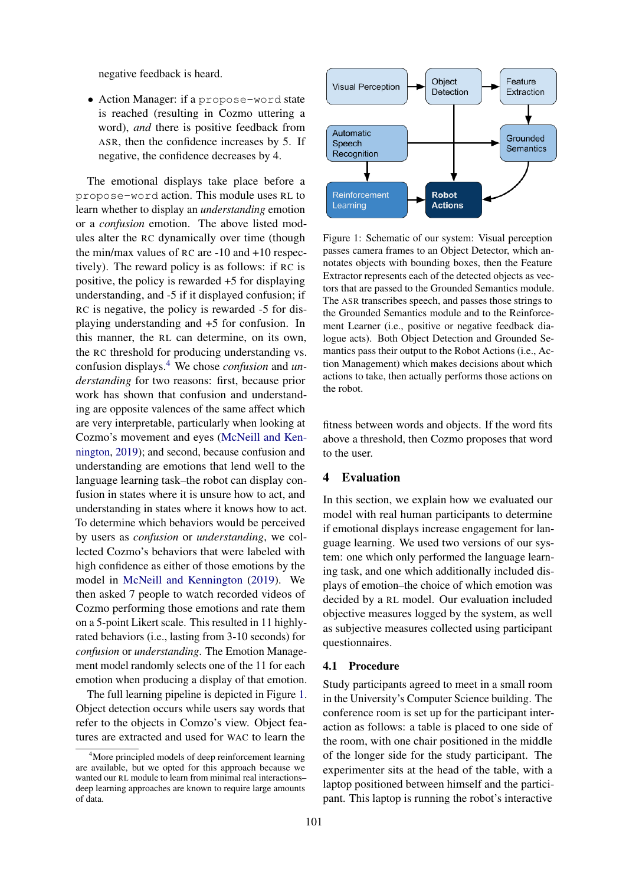negative feedback is heard.

- Action Manager: if a `propose-word` state is reached (resulting in Cozmo uttering a word), *and* there is positive feedback from ASR, then the confidence increases by 5. If negative, the confidence decreases by 4.

The emotional displays take place before a `propose-word` action. This module uses RL to learn whether to display an *understanding* emotion or a *confusion* emotion. The above listed modules alter the RC dynamically over time (though the min/max values of RC are -10 and +10 respectively). The reward policy is as follows: if RC is positive, the policy is rewarded +5 for displaying understanding, and -5 if it displayed confusion; if RC is negative, the policy is rewarded -5 for displaying understanding and +5 for confusion. In this manner, the RL can determine, on its own, the RC threshold for producing understanding vs. confusion displays.[4] We chose *confusion* and *understanding* for two reasons: first, because prior work has shown that confusion and understanding are opposite valences of the same affect which are very interpretable, particularly when looking at Cozmo's movement and eyes (McNeill and Kennington, 2019); and second, because confusion and understanding are emotions that lend well to the language learning task–the robot can display confusion in states where it is unsure how to act, and understanding in states where it knows how to act. To determine which behaviors would be perceived by users as *confusion* or *understanding*, we collected Cozmo's behaviors that were labeled with high confidence as either of those emotions by the model in McNeill and Kennington (2019). We then asked 7 people to watch recorded videos of Cozmo performing those emotions and rate them on a 5-point Likert scale. This resulted in 11 highly-rated behaviors (i.e., lasting from 3-10 seconds) for *confusion* or *understanding*. The Emotion Management model randomly selects one of the 11 for each emotion when producing a display of that emotion.

The full learning pipeline is depicted in Figure 1. Object detection occurs while users say words that refer to the objects in Comzo's view. Object features are extracted and used for WAC to learn the fitness between words and objects. If the word fits above a threshold, then Cozmo proposes that word to the user.

[4] More principled models of deep reinforcement learning are available, but we opted for this approach because we wanted our RL module to learn from minimal real interactions–deep learning approaches are known to require large amounts of data.

Figure 1: Schematic of our system: Visual perception passes camera frames to an Object Detector, which annotates objects with bounding boxes, then the Feature Extractor represents each of the detected objects as vectors that are passed to the Grounded Semantics module. The ASR transcribes speech, and passes those strings to the Grounded Semantics module and to the Reinforcement Learner (i.e., positive or negative feedback dialogue acts). Both Object Detection and Grounded Semantics pass their output to the Robot Actions (i.e., Action Management) which makes decisions about which actions to take, then actually performs those actions on the robot.

## 4 Evaluation

In this section, we explain how we evaluated our model with real human participants to determine if emotional displays increase engagement for language learning. We used two versions of our system: one which only performed the language learning task, and one which additionally included displays of emotion–the choice of which emotion was decided by a RL model. Our evaluation included objective measures logged by the system, as well as subjective measures collected using participant questionnaires.

### 4.1 Procedure

Study participants agreed to meet in a small room in the University's Computer Science building. The conference room is set up for the participant interaction as follows: a table is placed to one side of the room, with one chair positioned in the middle of the longer side for the study participant. The experimenter sits at the head of the table, with a laptop positioned between himself and the participant. This laptop is running the robot's interactive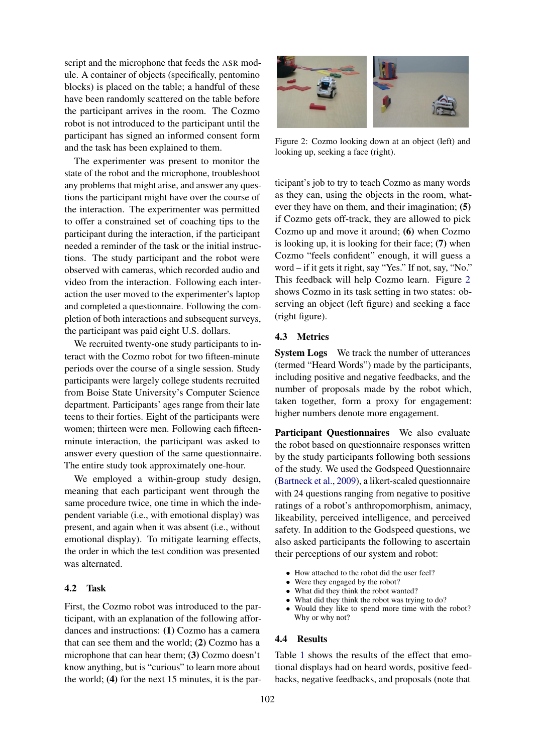script and the microphone that feeds the ASR module. A container of objects (specifically, pentomino blocks) is placed on the table; a handful of these have been randomly scattered on the table before the participant arrives in the room. The Cozmo robot is not introduced to the participant until the participant has signed an informed consent form and the task has been explained to them.

The experimenter was present to monitor the state of the robot and the microphone, troubleshoot any problems that might arise, and answer any questions the participant might have over the course of the interaction. The experimenter was permitted to offer a constrained set of coaching tips to the participant during the interaction, if the participant needed a reminder of the task or the initial instructions. The study participant and the robot were observed with cameras, which recorded audio and video from the interaction. Following each interaction the user moved to the experimenter's laptop and completed a questionnaire. Following the completion of both interactions and subsequent surveys, the participant was paid eight U.S. dollars.

We recruited twenty-one study participants to interact with the Cozmo robot for two fifteen-minute periods over the course of a single session. Study participants were largely college students recruited from Boise State University's Computer Science department. Participants' ages range from their late teens to their forties. Eight of the participants were women; thirteen were men. Following each fifteen-minute interaction, the participant was asked to answer every question of the same questionnaire. The entire study took approximately one-hour.

We employed a within-group study design, meaning that each participant went through the same procedure twice, one time in which the independent variable (i.e., with emotional display) was present, and again when it was absent (i.e., without emotional display). To mitigate learning effects, the order in which the test condition was presented was alternated.

## 4.2 Task

First, the Cozmo robot was introduced to the participant, with an explanation of the following affordances and instructions: **(1)** Cozmo has a camera that can see them and the world; **(2)** Cozmo has a microphone that can hear them; **(3)** Cozmo doesn't know anything, but is "curious" to learn more about the world; **(4)** for the next 15 minutes, it is the participant's job to try to teach Cozmo as many words as they can, using the objects in the room, whatever they have on them, and their imagination; **(5)** if Cozmo gets off-track, they are allowed to pick Cozmo up and move it around; **(6)** when Cozmo is looking up, it is looking for their face; **(7)** when Cozmo "feels confident" enough, it will guess a word – if it gets it right, say "Yes." If not, say, "No." This feedback will help Cozmo learn. Figure 2 shows Cozmo in its task setting in two states: observing an object (left figure) and seeking a face (right figure).

Figure 2: Cozmo looking down at an object (left) and looking up, seeking a face (right).

## 4.3 Metrics

**System Logs** We track the number of utterances (termed "Heard Words") made by the participants, including positive and negative feedbacks, and the number of proposals made by the robot which, taken together, form a proxy for engagement: higher numbers denote more engagement.

**Participant Questionnaires** We also evaluate the robot based on questionnaire responses written by the study participants following both sessions of the study. We used the Godspeed Questionnaire (Bartneck et al., 2009), a likert-scaled questionnaire with 24 questions ranging from negative to positive ratings of a robot's anthropomorphism, animacy, likeability, perceived intelligence, and perceived safety. In addition to the Godspeed questions, we also asked participants the following to ascertain their perceptions of our system and robot:

- How attached to the robot did the user feel?
- Were they engaged by the robot?
- What did they think the robot wanted?
- What did they think the robot was trying to do?
- Would they like to spend more time with the robot? Why or why not?

## 4.4 Results

Table 1 shows the results of the effect that emotional displays had on heard words, positive feedbacks, negative feedbacks, and proposals (note that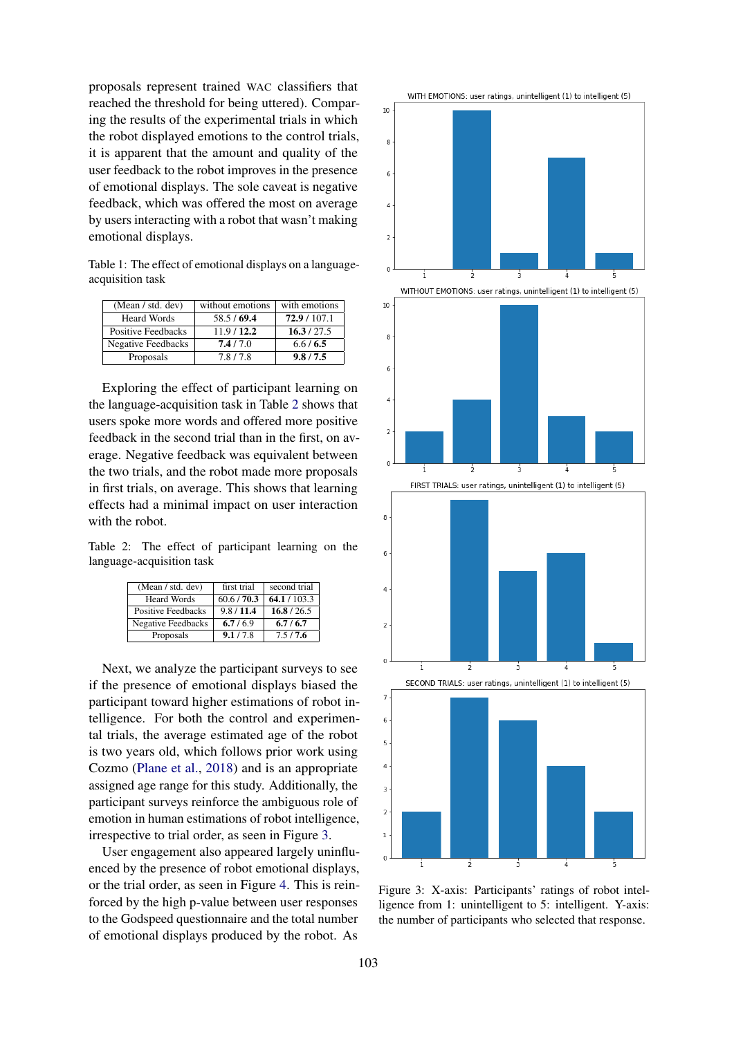proposals represent trained WAC classifiers that reached the threshold for being uttered). Comparing the results of the experimental trials in which the robot displayed emotions to the control trials, it is apparent that the amount and quality of the user feedback to the robot improves in the presence of emotional displays. The sole caveat is negative feedback, which was offered the most on average by users interacting with a robot that wasn't making emotional displays.

Table 1: The effect of emotional displays on a language-acquisition task

| (Mean / std. dev) | without emotions | with emotions |
|---|---|---|
| Heard Words | 58.5 / **69.4** | **72.9** / 107.1 |
| Positive Feedbacks | 11.9 / **12.2** | **16.3** / 27.5 |
| Negative Feedbacks | **7.4** / 7.0 | 6.6 / **6.5** |
| Proposals | 7.8 / 7.8 | **9.8** / **7.5** |

Exploring the effect of participant learning on the language-acquisition task in Table 2 shows that users spoke more words and offered more positive feedback in the second trial than in the first, on average. Negative feedback was equivalent between the two trials, and the robot made more proposals in first trials, on average. This shows that learning effects had a minimal impact on user interaction with the robot.

Table 2: The effect of participant learning on the language-acquisition task

| (Mean / std. dev) | first trial | second trial |
|---|---|---|
| Heard Words | 60.6 / **70.3** | **64.1** / 103.3 |
| Positive Feedbacks | 9.8 / **11.4** | **16.8** / 26.5 |
| Negative Feedbacks | **6.7** / 6.9 | **6.7** / **6.7** |
| Proposals | **9.1** / 7.8 | 7.5 / **7.6** |

Next, we analyze the participant surveys to see if the presence of emotional displays biased the participant toward higher estimations of robot intelligence. For both the control and experimental trials, the average estimated age of the robot is two years old, which follows prior work using Cozmo (Plane et al., 2018) and is an appropriate assigned age range for this study. Additionally, the participant surveys reinforce the ambiguous role of emotion in human estimations of robot intelligence, irrespective to trial order, as seen in Figure 3.

User engagement also appeared largely uninfluenced by the presence of robot emotional displays, or the trial order, as seen in Figure 4. This is reinforced by the high p-value between user responses to the Godspeed questionnaire and the total number of emotional displays produced by the robot. As

Figure 3: X-axis: Participants' ratings of robot intelligence from 1: unintelligent to 5: intelligent. Y-axis: the number of participants who selected that response.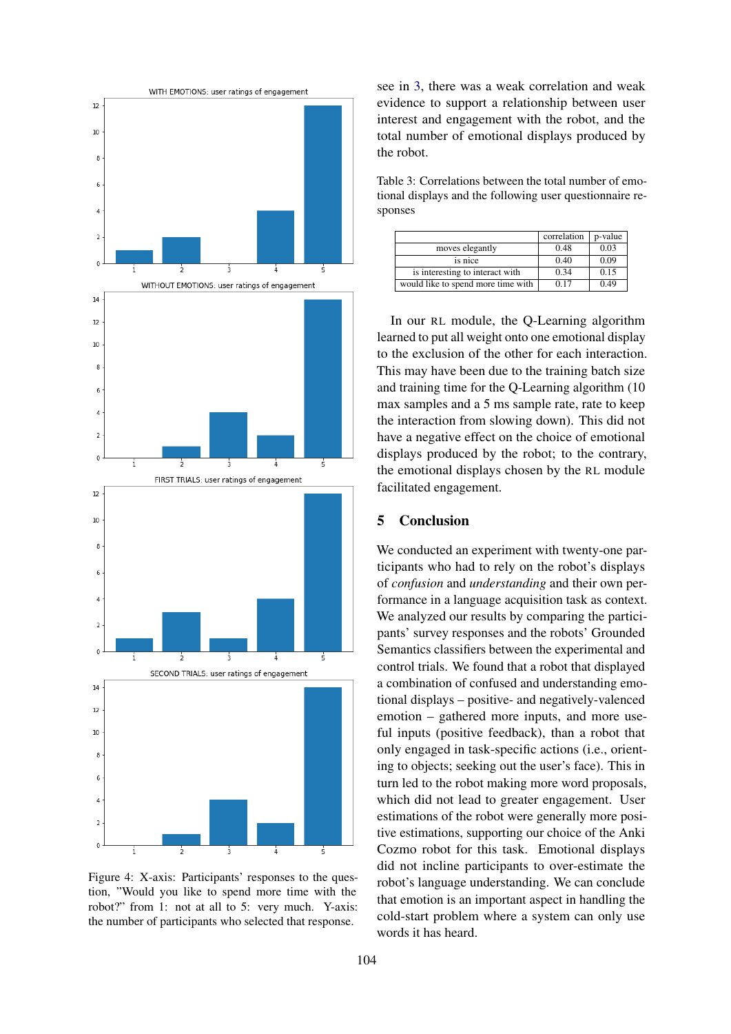Figure 4: X-axis: Participants' responses to the question, "Would you like to spend more time with the robot?" from 1: not at all to 5: very much. Y-axis: the number of participants who selected that response.

see in 3, there was a weak correlation and weak evidence to support a relationship between user interest and engagement with the robot, and the total number of emotional displays produced by the robot.

Table 3: Correlations between the total number of emotional displays and the following user questionnaire responses

| | correlation | p-value |
|---|---|---|
| moves elegantly | 0.48 | 0.03 |
| is nice | 0.40 | 0.09 |
| is interesting to interact with | 0.34 | 0.15 |
| would like to spend more time with | 0.17 | 0.49 |

In our RL module, the Q-Learning algorithm learned to put all weight onto one emotional display to the exclusion of the other for each interaction. This may have been due to the training batch size and training time for the Q-Learning algorithm (10 max samples and a 5 ms sample rate, rate to keep the interaction from slowing down). This did not have a negative effect on the choice of emotional displays produced by the robot; to the contrary, the emotional displays chosen by the RL module facilitated engagement.

## 5 Conclusion

We conducted an experiment with twenty-one participants who had to rely on the robot's displays of *confusion* and *understanding* and their own performance in a language acquisition task as context. We analyzed our results by comparing the participants' survey responses and the robots' Grounded Semantics classifiers between the experimental and control trials. We found that a robot that displayed a combination of confused and understanding emotional displays – positive- and negatively-valenced emotion – gathered more inputs, and more useful inputs (positive feedback), than a robot that only engaged in task-specific actions (i.e., orienting to objects; seeking out the user's face). This in turn led to the robot making more word proposals, which did not lead to greater engagement. User estimations of the robot were generally more positive estimations, supporting our choice of the Anki Cozmo robot for this task. Emotional displays did not incline participants to over-estimate the robot's language understanding. We can conclude that emotion is an important aspect in handling the cold-start problem where a system can only use words it has heard.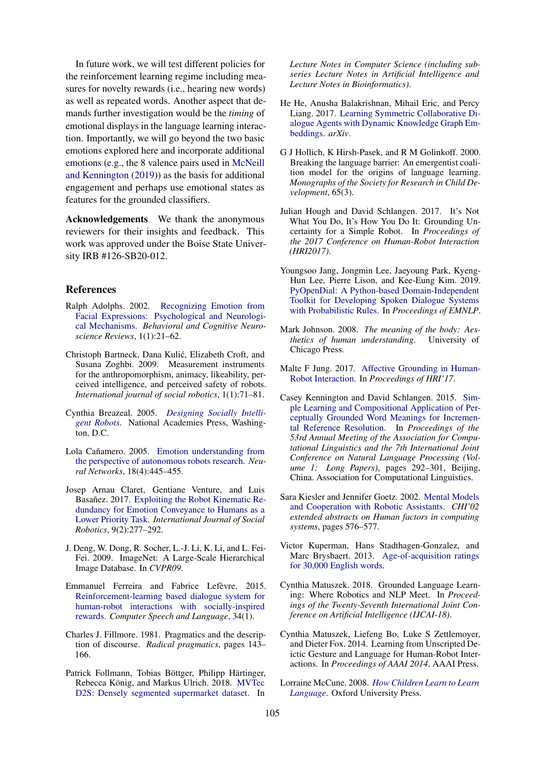In future work, we will test different policies for the reinforcement learning regime including measures for novelty rewards (i.e., hearing new words) as well as repeated words. Another aspect that demands further investigation would be the *timing* of emotional displays in the language learning interaction. Importantly, we will go beyond the two basic emotions explored here and incorporate additional emotions (e.g., the 8 valence pairs used in McNeill and Kennington (2019)) as the basis for additional engagement and perhaps use emotional states as features for the grounded classifiers.

**Acknowledgements** We thank the anonymous reviewers for their insights and feedback. This work was approved under the Boise State University IRB #126-SB20-012.

## References

Ralph Adolphs. 2002. Recognizing Emotion from Facial Expressions: Psychological and Neurological Mechanisms. *Behavioral and Cognitive Neuroscience Reviews*, 1(1):21–62.

Christoph Bartneck, Dana Kulić, Elizabeth Croft, and Susana Zoghbi. 2009. Measurement instruments for the anthropomorphism, animacy, likeability, perceived intelligence, and perceived safety of robots. *International journal of social robotics*, 1(1):71–81.

Cynthia Breazeal. 2005. *Designing Socially Intelligent Robots*. National Academies Press, Washington, D.C.

Lola Cañamero. 2005. Emotion understanding from the perspective of autonomous robots research. *Neural Networks*, 18(4):445–455.

Josep Arnau Claret, Gentiane Venture, and Luis Basañez. 2017. Exploiting the Robot Kinematic Redundancy for Emotion Conveyance to Humans as a Lower Priority Task. *International Journal of Social Robotics*, 9(2):277–292.

J. Deng, W. Dong, R. Socher, L.-J. Li, K. Li, and L. Fei-Fei. 2009. ImageNet: A Large-Scale Hierarchical Image Database. In *CVPR09*.

Emmanuel Ferreira and Fabrice Lefèvre. 2015. Reinforcement-learning based dialogue system for human-robot interactions with socially-inspired rewards. *Computer Speech and Language*, 34(1).

Charles J. Fillmore. 1981. Pragmatics and the description of discourse. *Radical pragmatics*, pages 143–166.

Patrick Follmann, Tobias Böttger, Philipp Härtinger, Rebecca König, and Markus Ulrich. 2018. MVTec D2S: Densely segmented supermarket dataset. In *Lecture Notes in Computer Science (including subseries Lecture Notes in Artificial Intelligence and Lecture Notes in Bioinformatics)*.

He He, Anusha Balakrishnan, Mihail Eric, and Percy Liang. 2017. Learning Symmetric Collaborative Dialogue Agents with Dynamic Knowledge Graph Embeddings. *arXiv*.

G J Hollich, K Hirsh-Pasek, and R M Golinkoff. 2000. Breaking the language barrier: An emergentist coalition model for the origins of language learning. *Monographs of the Society for Research in Child Development*, 65(3).

Julian Hough and David Schlangen. 2017. It's Not What You Do, It's How You Do It: Grounding Uncertainty for a Simple Robot. In *Proceedings of the 2017 Conference on Human-Robot Interaction (HRI2017)*.

Youngsoo Jang, Jongmin Lee, Jaeyoung Park, Kyeng-Hun Lee, Pierre Lison, and Kee-Eung Kim. 2019. PyOpenDial: A Python-based Domain-Independent Toolkit for Developing Spoken Dialogue Systems with Probabilistic Rules. In *Proceedings of EMNLP*.

Mark Johnson. 2008. *The meaning of the body: Aesthetics of human understanding*. University of Chicago Press.

Malte F Jung. 2017. Affective Grounding in Human-Robot Interaction. In *Proceedings of HRI'17*.

Casey Kennington and David Schlangen. 2015. Simple Learning and Compositional Application of Perceptually Grounded Word Meanings for Incremental Reference Resolution. In *Proceedings of the 53rd Annual Meeting of the Association for Computational Linguistics and the 7th International Joint Conference on Natural Language Processing (Volume 1: Long Papers)*, pages 292–301, Beijing, China. Association for Computational Linguistics.

Sara Kiesler and Jennifer Goetz. 2002. Mental Models and Cooperation with Robotic Assistants. *CHI'02 extended abstracts on Human factors in computing systems*, pages 576–577.

Victor Kuperman, Hans Stadthagen-Gonzalez, and Marc Brysbaert. 2013. Age-of-acquisition ratings for 30,000 English words.

Cynthia Matuszek. 2018. Grounded Language Learning: Where Robotics and NLP Meet. In *Proceedings of the Twenty-Seventh International Joint Conference on Artificial Intelligence (IJCAI-18)*.

Cynthia Matuszek, Liefeng Bo, Luke S Zettlemoyer, and Dieter Fox. 2014. Learning from Unscripted Deictic Gesture and Language for Human-Robot Interactions. In *Proceedings of AAAI 2014*. AAAI Press.

Lorraine McCune. 2008. *How Children Learn to Learn Language*. Oxford University Press.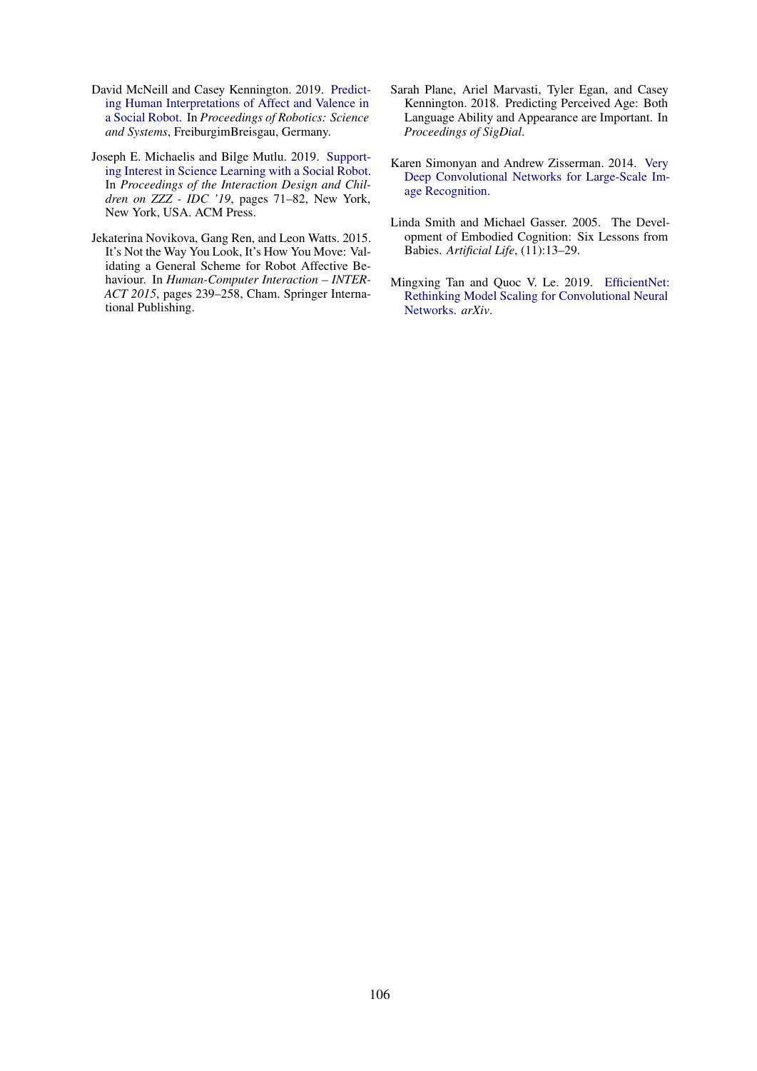David McNeill and Casey Kennington. 2019. Predicting Human Interpretations of Affect and Valence in a Social Robot. In *Proceedings of Robotics: Science and Systems*, FreiburgimBreisgau, Germany.

Joseph E. Michaelis and Bilge Mutlu. 2019. Supporting Interest in Science Learning with a Social Robot. In *Proceedings of the Interaction Design and Children on ZZZ - IDC '19*, pages 71–82, New York, New York, USA. ACM Press.

Jekaterina Novikova, Gang Ren, and Leon Watts. 2015. It's Not the Way You Look, It's How You Move: Validating a General Scheme for Robot Affective Behaviour. In *Human-Computer Interaction – INTERACT 2015*, pages 239–258, Cham. Springer International Publishing.

Sarah Plane, Ariel Marvasti, Tyler Egan, and Casey Kennington. 2018. Predicting Perceived Age: Both Language Ability and Appearance are Important. In *Proceedings of SigDial*.

Karen Simonyan and Andrew Zisserman. 2014. Very Deep Convolutional Networks for Large-Scale Image Recognition.

Linda Smith and Michael Gasser. 2005. The Development of Embodied Cognition: Six Lessons from Babies. *Artificial Life*, (11):13–29.

Mingxing Tan and Quoc V. Le. 2019. EfficientNet: Rethinking Model Scaling for Convolutional Neural Networks. *arXiv*.